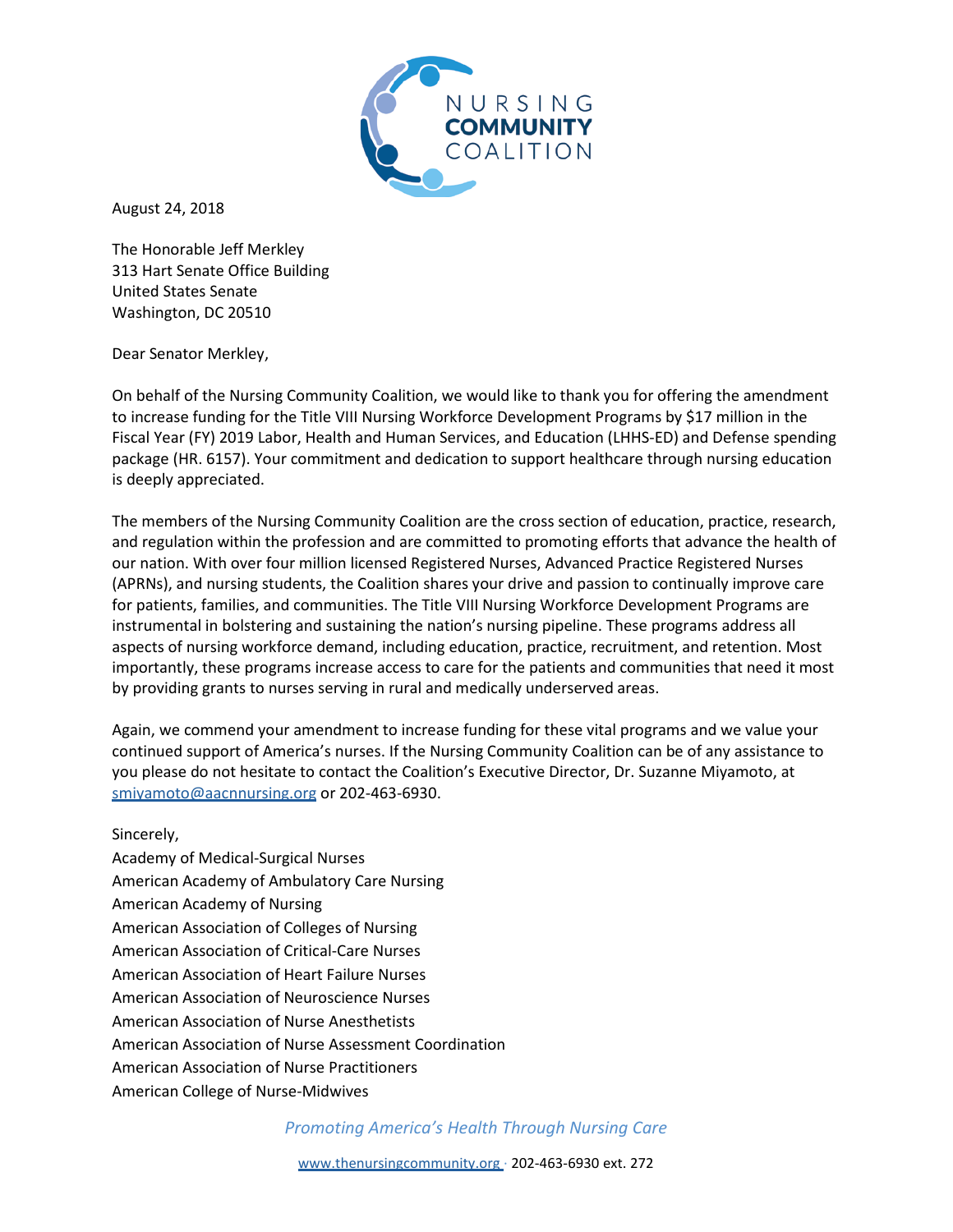NURSING **COMMUNITY** COALITION

August 24, 2018

The Honorable Jeff Merkley
313 Hart Senate Office Building
United States Senate
Washington, DC 20510

Dear Senator Merkley,

On behalf of the Nursing Community Coalition, we would like to thank you for offering the amendment to increase funding for the Title VIII Nursing Workforce Development Programs by $17 million in the Fiscal Year (FY) 2019 Labor, Health and Human Services, and Education (LHHS-ED) and Defense spending package (HR. 6157). Your commitment and dedication to support healthcare through nursing education is deeply appreciated.

The members of the Nursing Community Coalition are the cross section of education, practice, research, and regulation within the profession and are committed to promoting efforts that advance the health of our nation. With over four million licensed Registered Nurses, Advanced Practice Registered Nurses (APRNs), and nursing students, the Coalition shares your drive and passion to continually improve care for patients, families, and communities. The Title VIII Nursing Workforce Development Programs are instrumental in bolstering and sustaining the nation's nursing pipeline. These programs address all aspects of nursing workforce demand, including education, practice, recruitment, and retention. Most importantly, these programs increase access to care for the patients and communities that need it most by providing grants to nurses serving in rural and medically underserved areas.

Again, we commend your amendment to increase funding for these vital programs and we value your continued support of America's nurses. If the Nursing Community Coalition can be of any assistance to you please do not hesitate to contact the Coalition's Executive Director, Dr. Suzanne Miyamoto, at smiyamoto@aacnnursing.org or 202-463-6930.

Sincerely,
Academy of Medical-Surgical Nurses
American Academy of Ambulatory Care Nursing
American Academy of Nursing
American Association of Colleges of Nursing
American Association of Critical-Care Nurses
American Association of Heart Failure Nurses
American Association of Neuroscience Nurses
American Association of Nurse Anesthetists
American Association of Nurse Assessment Coordination
American Association of Nurse Practitioners
American College of Nurse-Midwives

*Promoting America's Health Through Nursing Care*

www.thenursingcommunity.org · 202-463-6930 ext. 272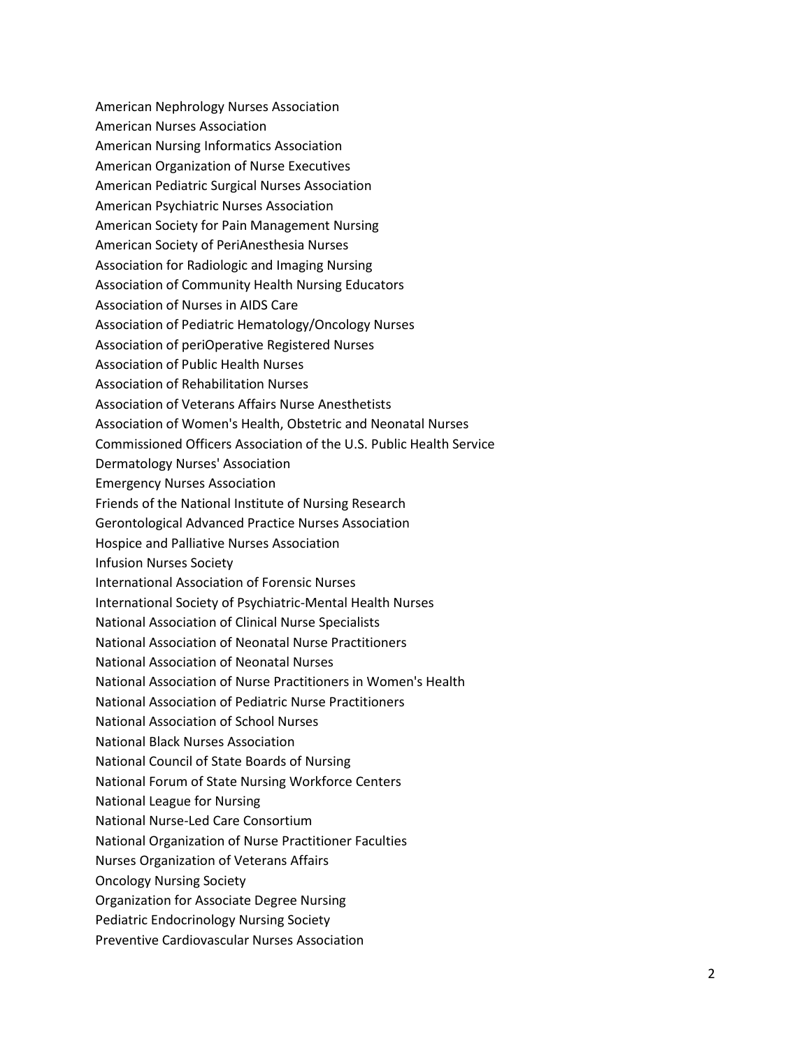American Nephrology Nurses Association
American Nurses Association
American Nursing Informatics Association
American Organization of Nurse Executives
American Pediatric Surgical Nurses Association
American Psychiatric Nurses Association
American Society for Pain Management Nursing
American Society of PeriAnesthesia Nurses
Association for Radiologic and Imaging Nursing
Association of Community Health Nursing Educators
Association of Nurses in AIDS Care
Association of Pediatric Hematology/Oncology Nurses
Association of periOperative Registered Nurses
Association of Public Health Nurses
Association of Rehabilitation Nurses
Association of Veterans Affairs Nurse Anesthetists
Association of Women's Health, Obstetric and Neonatal Nurses
Commissioned Officers Association of the U.S. Public Health Service
Dermatology Nurses' Association
Emergency Nurses Association
Friends of the National Institute of Nursing Research
Gerontological Advanced Practice Nurses Association
Hospice and Palliative Nurses Association
Infusion Nurses Society
International Association of Forensic Nurses
International Society of Psychiatric-Mental Health Nurses
National Association of Clinical Nurse Specialists
National Association of Neonatal Nurse Practitioners
National Association of Neonatal Nurses
National Association of Nurse Practitioners in Women's Health
National Association of Pediatric Nurse Practitioners
National Association of School Nurses
National Black Nurses Association
National Council of State Boards of Nursing
National Forum of State Nursing Workforce Centers
National League for Nursing
National Nurse-Led Care Consortium
National Organization of Nurse Practitioner Faculties
Nurses Organization of Veterans Affairs
Oncology Nursing Society
Organization for Associate Degree Nursing
Pediatric Endocrinology Nursing Society
Preventive Cardiovascular Nurses Association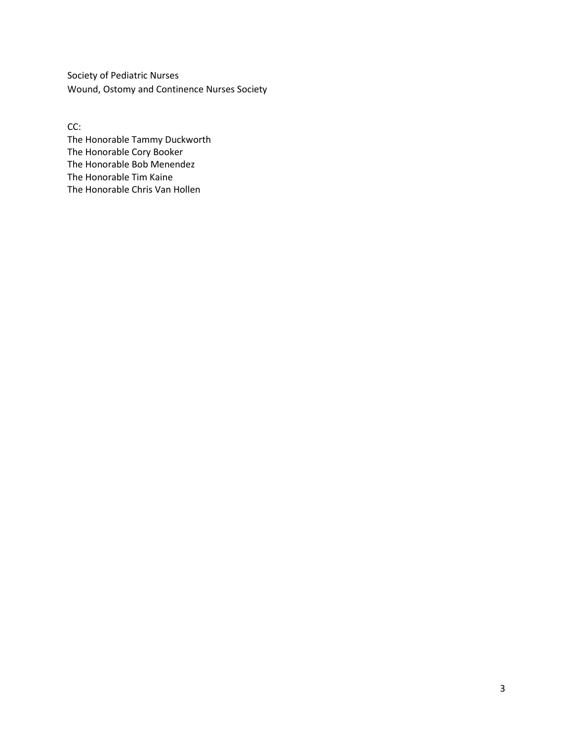Society of Pediatric Nurses
Wound, Ostomy and Continence Nurses Society

CC:
The Honorable Tammy Duckworth
The Honorable Cory Booker
The Honorable Bob Menendez
The Honorable Tim Kaine
The Honorable Chris Van Hollen